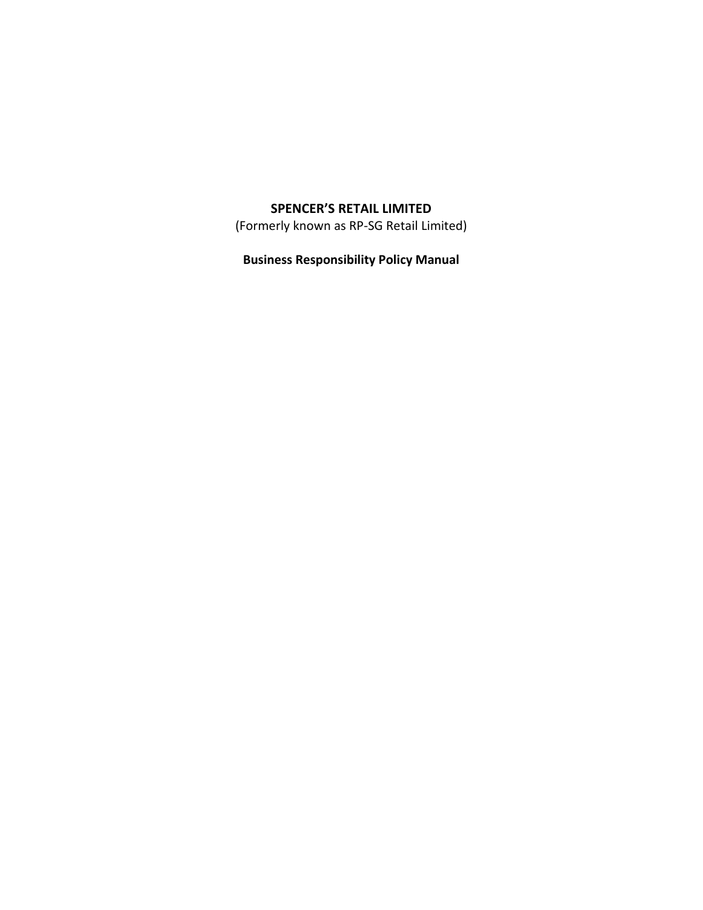# SPENCER'S RETAIL LIMITED

(Formerly known as RP-SG Retail Limited)

## Business Responsibility Policy Manual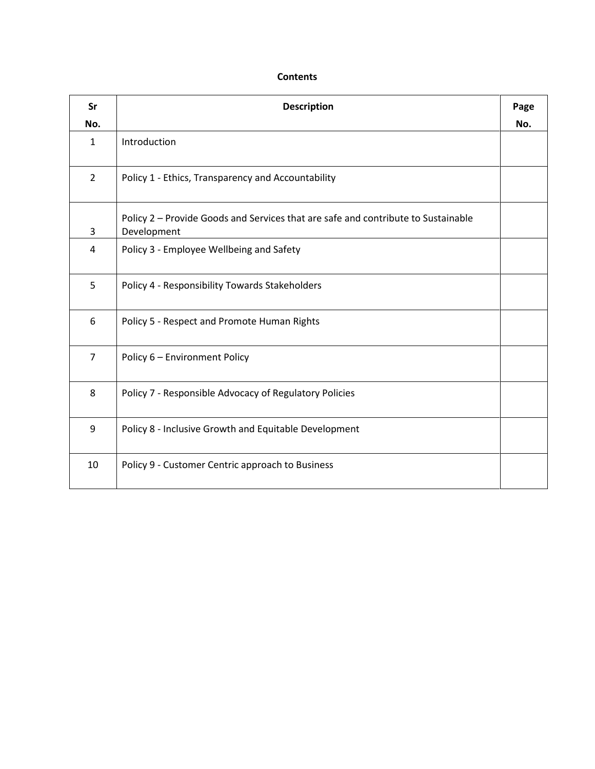**Contents**

| Sr No. | Description | Page No. |
|---|---|---|
| 1 | Introduction | |
| 2 | Policy 1 - Ethics, Transparency and Accountability | |
| 3 | Policy 2 – Provide Goods and Services that are safe and contribute to Sustainable Development | |
| 4 | Policy 3 - Employee Wellbeing and Safety | |
| 5 | Policy 4 - Responsibility Towards Stakeholders | |
| 6 | Policy 5 - Respect and Promote Human Rights | |
| 7 | Policy 6 – Environment Policy | |
| 8 | Policy 7 - Responsible Advocacy of Regulatory Policies | |
| 9 | Policy 8 - Inclusive Growth and Equitable Development | |
| 10 | Policy 9 - Customer Centric approach to Business | |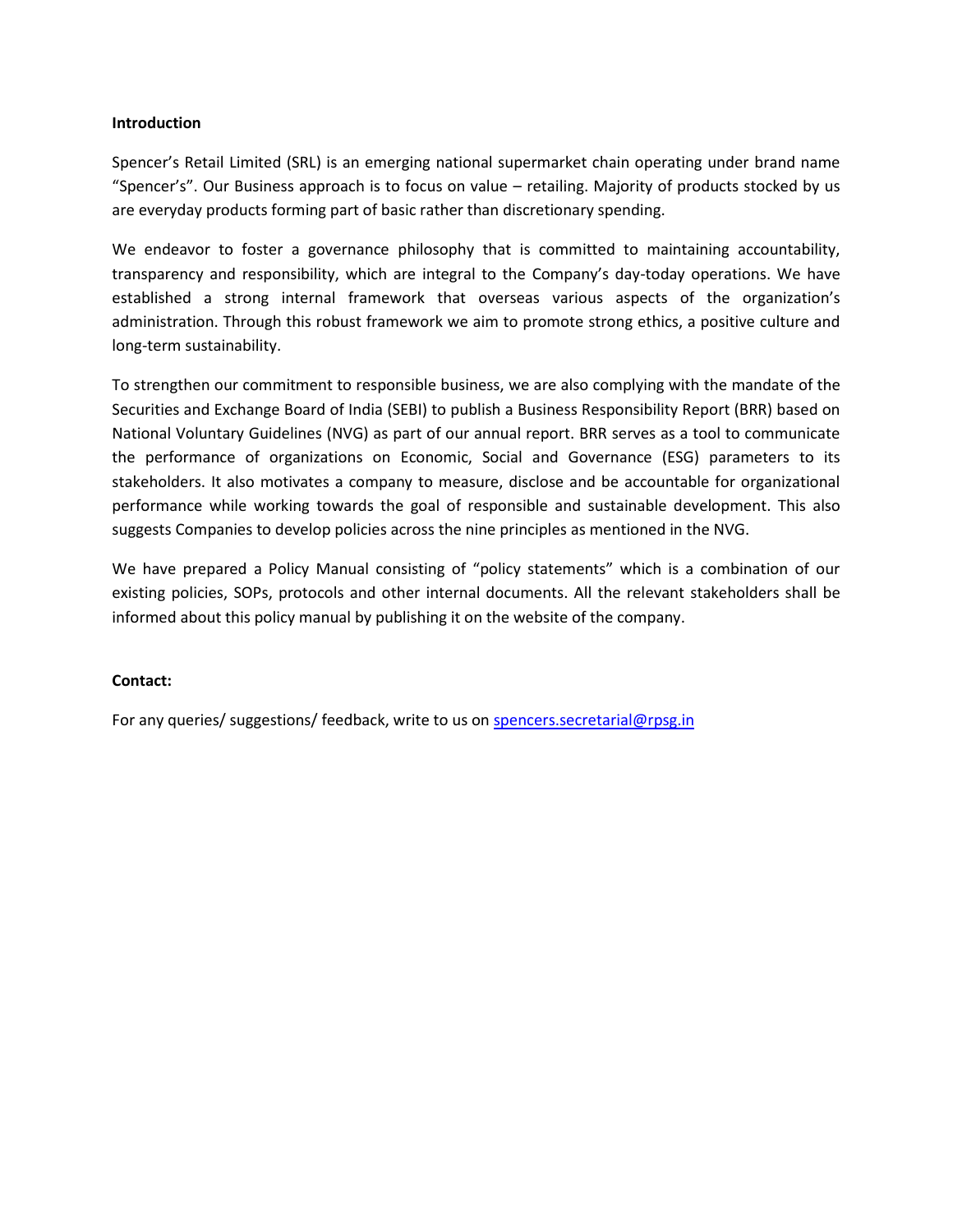**Introduction**

Spencer's Retail Limited (SRL) is an emerging national supermarket chain operating under brand name "Spencer's". Our Business approach is to focus on value – retailing. Majority of products stocked by us are everyday products forming part of basic rather than discretionary spending.

We endeavor to foster a governance philosophy that is committed to maintaining accountability, transparency and responsibility, which are integral to the Company's day-today operations. We have established a strong internal framework that overseas various aspects of the organization's administration. Through this robust framework we aim to promote strong ethics, a positive culture and long-term sustainability.

To strengthen our commitment to responsible business, we are also complying with the mandate of the Securities and Exchange Board of India (SEBI) to publish a Business Responsibility Report (BRR) based on National Voluntary Guidelines (NVG) as part of our annual report. BRR serves as a tool to communicate the performance of organizations on Economic, Social and Governance (ESG) parameters to its stakeholders. It also motivates a company to measure, disclose and be accountable for organizational performance while working towards the goal of responsible and sustainable development. This also suggests Companies to develop policies across the nine principles as mentioned in the NVG.

We have prepared a Policy Manual consisting of "policy statements" which is a combination of our existing policies, SOPs, protocols and other internal documents. All the relevant stakeholders shall be informed about this policy manual by publishing it on the website of the company.

**Contact:**

For any queries/ suggestions/ feedback, write to us on spencers.secretarial@rpsg.in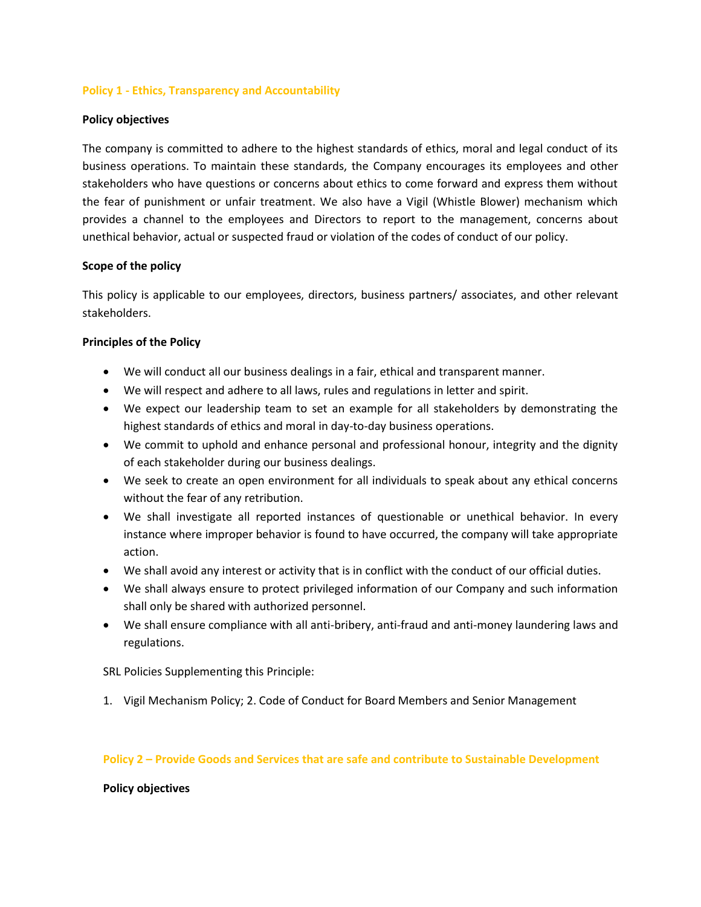## Policy 1 - Ethics, Transparency and Accountability

**Policy objectives**

The company is committed to adhere to the highest standards of ethics, moral and legal conduct of its business operations. To maintain these standards, the Company encourages its employees and other stakeholders who have questions or concerns about ethics to come forward and express them without the fear of punishment or unfair treatment. We also have a Vigil (Whistle Blower) mechanism which provides a channel to the employees and Directors to report to the management, concerns about unethical behavior, actual or suspected fraud or violation of the codes of conduct of our policy.

**Scope of the policy**

This policy is applicable to our employees, directors, business partners/ associates, and other relevant stakeholders.

**Principles of the Policy**

- We will conduct all our business dealings in a fair, ethical and transparent manner.
- We will respect and adhere to all laws, rules and regulations in letter and spirit.
- We expect our leadership team to set an example for all stakeholders by demonstrating the highest standards of ethics and moral in day-to-day business operations.
- We commit to uphold and enhance personal and professional honour, integrity and the dignity of each stakeholder during our business dealings.
- We seek to create an open environment for all individuals to speak about any ethical concerns without the fear of any retribution.
- We shall investigate all reported instances of questionable or unethical behavior. In every instance where improper behavior is found to have occurred, the company will take appropriate action.
- We shall avoid any interest or activity that is in conflict with the conduct of our official duties.
- We shall always ensure to protect privileged information of our Company and such information shall only be shared with authorized personnel.
- We shall ensure compliance with all anti-bribery, anti-fraud and anti-money laundering laws and regulations.

SRL Policies Supplementing this Principle:

1. Vigil Mechanism Policy; 2. Code of Conduct for Board Members and Senior Management

## Policy 2 – Provide Goods and Services that are safe and contribute to Sustainable Development

**Policy objectives**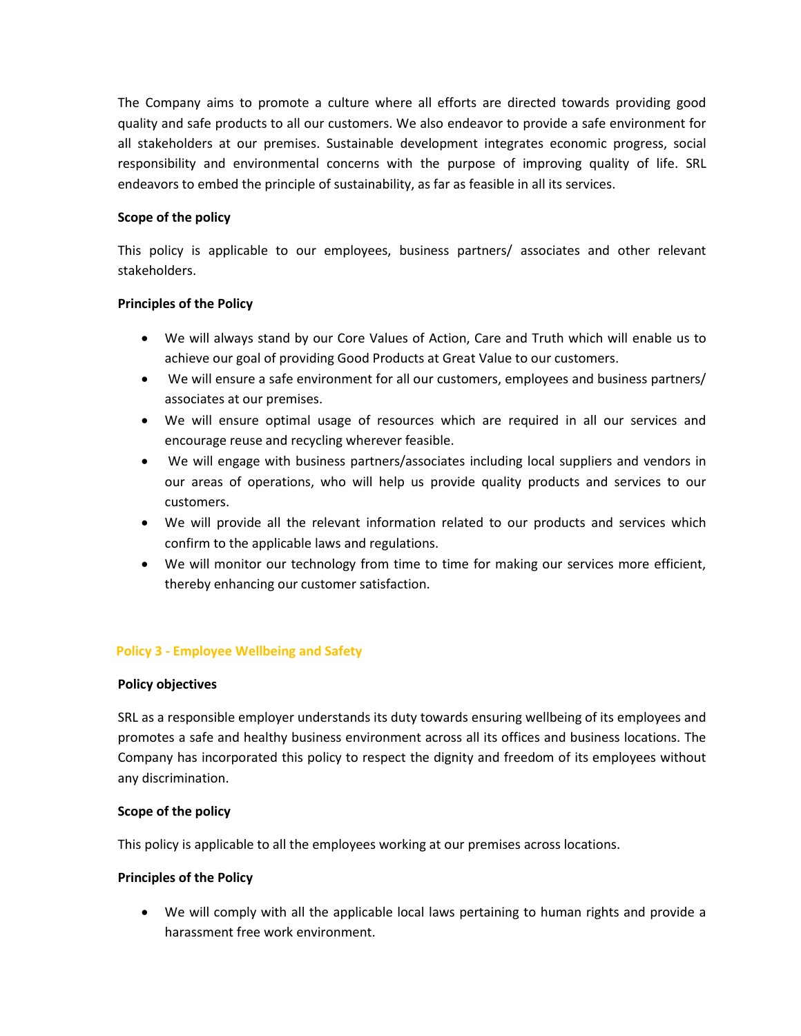The Company aims to promote a culture where all efforts are directed towards providing good quality and safe products to all our customers. We also endeavor to provide a safe environment for all stakeholders at our premises. Sustainable development integrates economic progress, social responsibility and environmental concerns with the purpose of improving quality of life. SRL endeavors to embed the principle of sustainability, as far as feasible in all its services.

**Scope of the policy**

This policy is applicable to our employees, business partners/ associates and other relevant stakeholders.

**Principles of the Policy**

- We will always stand by our Core Values of Action, Care and Truth which will enable us to achieve our goal of providing Good Products at Great Value to our customers.
- We will ensure a safe environment for all our customers, employees and business partners/ associates at our premises.
- We will ensure optimal usage of resources which are required in all our services and encourage reuse and recycling wherever feasible.
- We will engage with business partners/associates including local suppliers and vendors in our areas of operations, who will help us provide quality products and services to our customers.
- We will provide all the relevant information related to our products and services which confirm to the applicable laws and regulations.
- We will monitor our technology from time to time for making our services more efficient, thereby enhancing our customer satisfaction.

## Policy 3 - Employee Wellbeing and Safety

**Policy objectives**

SRL as a responsible employer understands its duty towards ensuring wellbeing of its employees and promotes a safe and healthy business environment across all its offices and business locations. The Company has incorporated this policy to respect the dignity and freedom of its employees without any discrimination.

**Scope of the policy**

This policy is applicable to all the employees working at our premises across locations.

**Principles of the Policy**

- We will comply with all the applicable local laws pertaining to human rights and provide a harassment free work environment.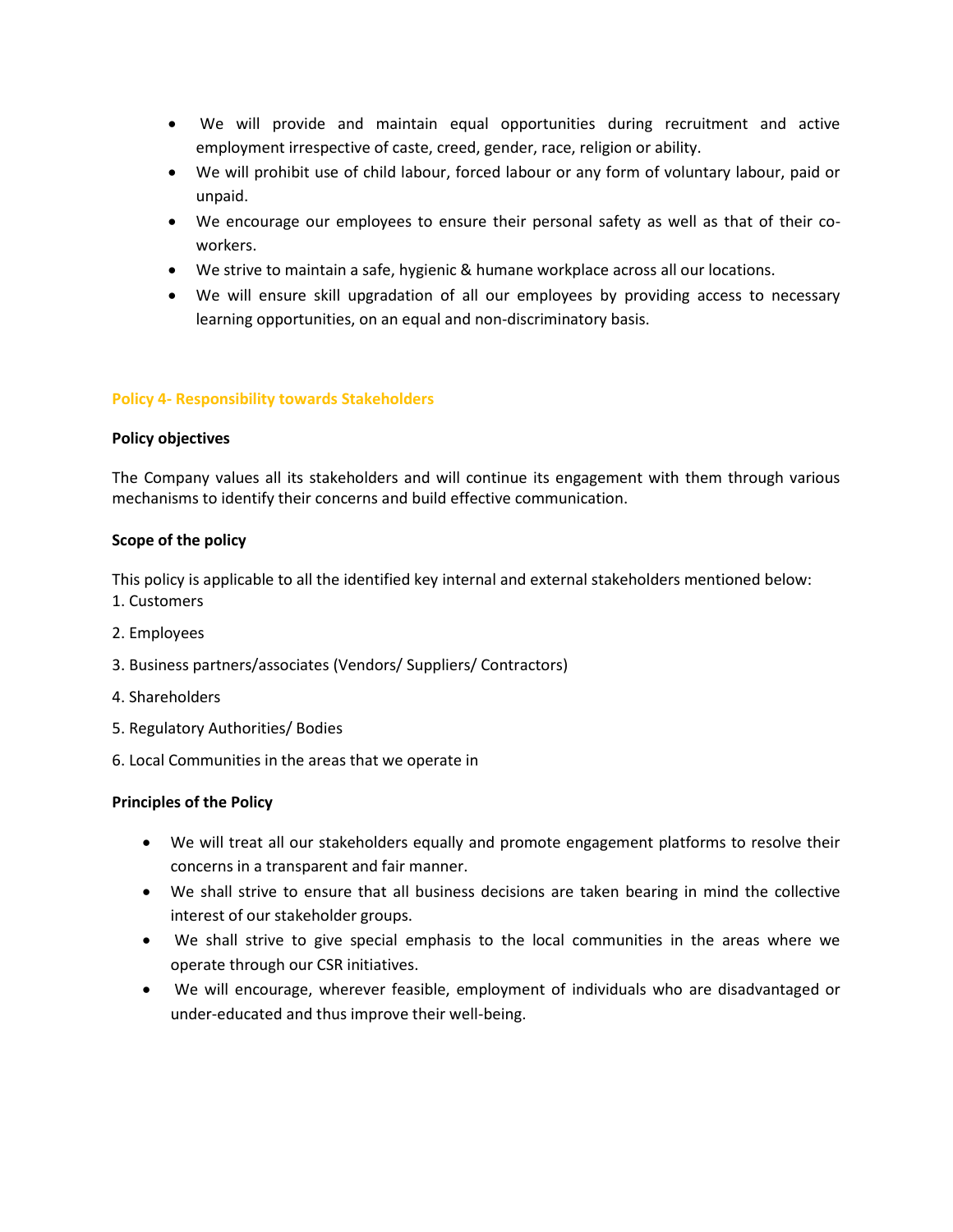- We will provide and maintain equal opportunities during recruitment and active employment irrespective of caste, creed, gender, race, religion or ability.
- We will prohibit use of child labour, forced labour or any form of voluntary labour, paid or unpaid.
- We encourage our employees to ensure their personal safety as well as that of their co-workers.
- We strive to maintain a safe, hygienic & humane workplace across all our locations.
- We will ensure skill upgradation of all our employees by providing access to necessary learning opportunities, on an equal and non-discriminatory basis.

## Policy 4- Responsibility towards Stakeholders

**Policy objectives**

The Company values all its stakeholders and will continue its engagement with them through various mechanisms to identify their concerns and build effective communication.

**Scope of the policy**

This policy is applicable to all the identified key internal and external stakeholders mentioned below:

1. Customers
2. Employees
3. Business partners/associates (Vendors/ Suppliers/ Contractors)
4. Shareholders
5. Regulatory Authorities/ Bodies
6. Local Communities in the areas that we operate in

**Principles of the Policy**

- We will treat all our stakeholders equally and promote engagement platforms to resolve their concerns in a transparent and fair manner.
- We shall strive to ensure that all business decisions are taken bearing in mind the collective interest of our stakeholder groups.
- We shall strive to give special emphasis to the local communities in the areas where we operate through our CSR initiatives.
- We will encourage, wherever feasible, employment of individuals who are disadvantaged or under-educated and thus improve their well-being.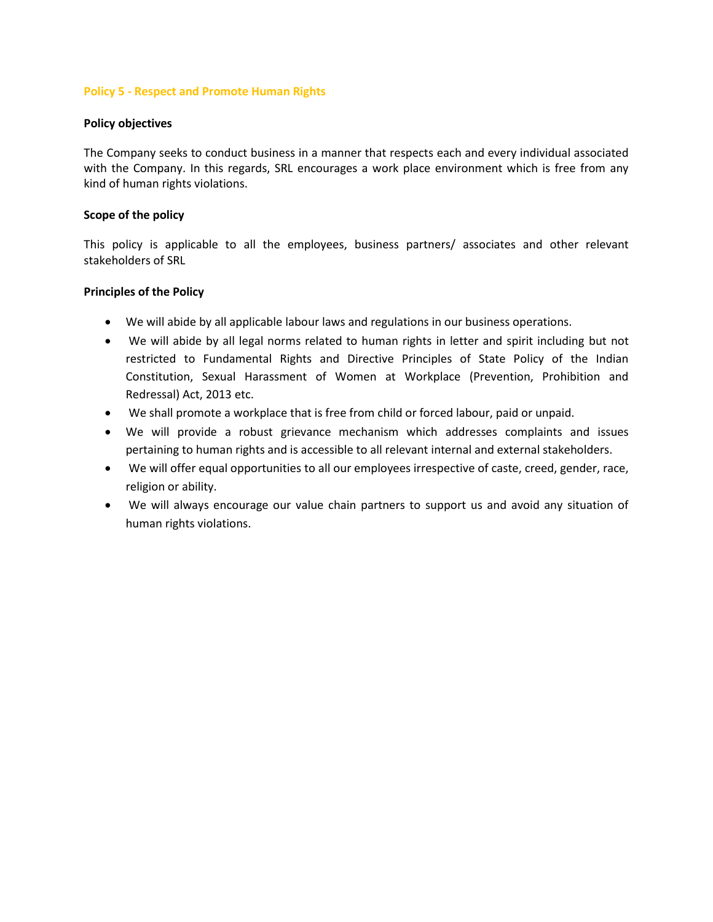## Policy 5 - Respect and Promote Human Rights

**Policy objectives**

The Company seeks to conduct business in a manner that respects each and every individual associated with the Company. In this regards, SRL encourages a work place environment which is free from any kind of human rights violations.

**Scope of the policy**

This policy is applicable to all the employees, business partners/ associates and other relevant stakeholders of SRL

**Principles of the Policy**

- We will abide by all applicable labour laws and regulations in our business operations.
- We will abide by all legal norms related to human rights in letter and spirit including but not restricted to Fundamental Rights and Directive Principles of State Policy of the Indian Constitution, Sexual Harassment of Women at Workplace (Prevention, Prohibition and Redressal) Act, 2013 etc.
- We shall promote a workplace that is free from child or forced labour, paid or unpaid.
- We will provide a robust grievance mechanism which addresses complaints and issues pertaining to human rights and is accessible to all relevant internal and external stakeholders.
- We will offer equal opportunities to all our employees irrespective of caste, creed, gender, race, religion or ability.
- We will always encourage our value chain partners to support us and avoid any situation of human rights violations.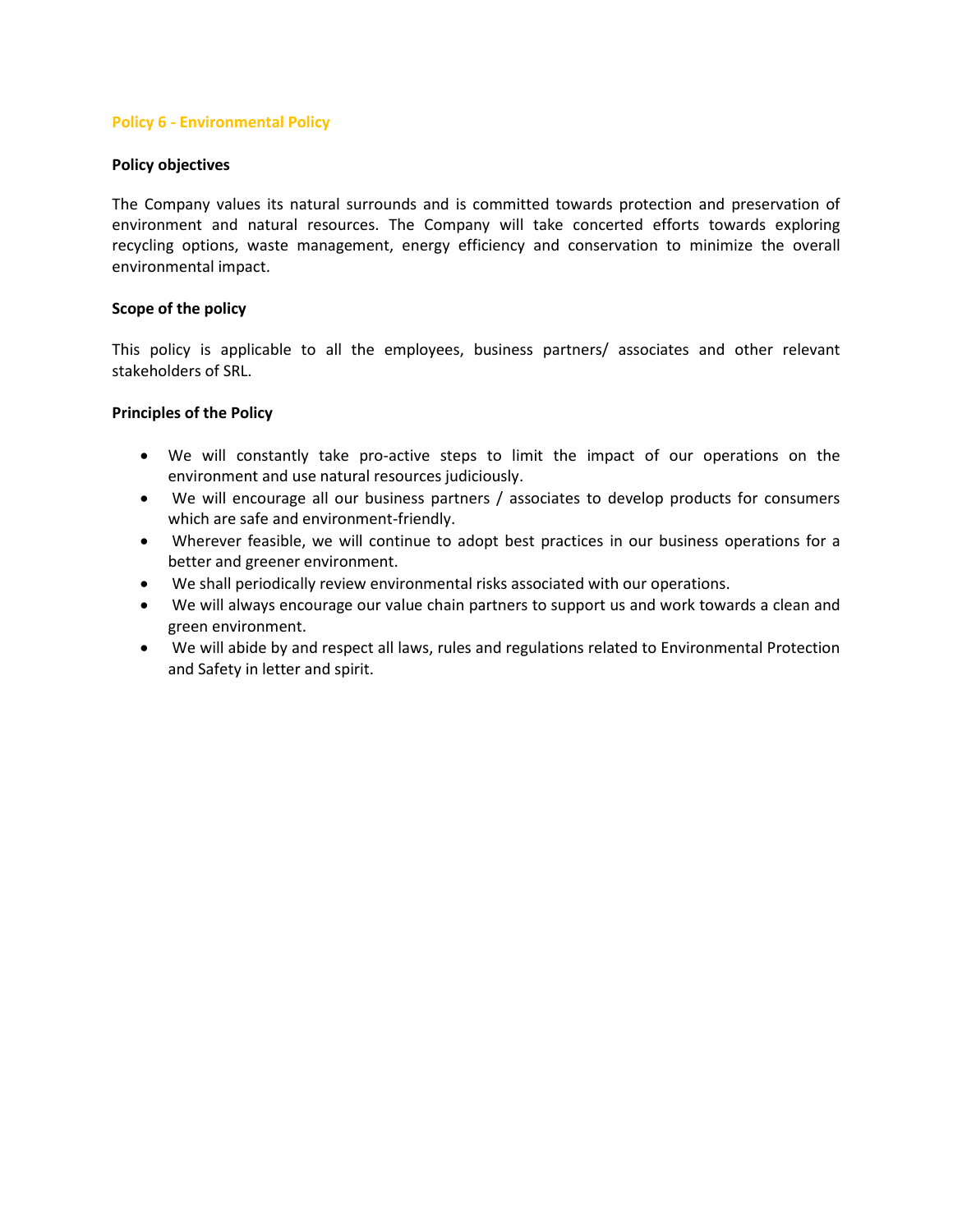## Policy 6 - Environmental Policy

**Policy objectives**

The Company values its natural surrounds and is committed towards protection and preservation of environment and natural resources. The Company will take concerted efforts towards exploring recycling options, waste management, energy efficiency and conservation to minimize the overall environmental impact.

**Scope of the policy**

This policy is applicable to all the employees, business partners/ associates and other relevant stakeholders of SRL.

**Principles of the Policy**

- We will constantly take pro-active steps to limit the impact of our operations on the environment and use natural resources judiciously.
- We will encourage all our business partners / associates to develop products for consumers which are safe and environment-friendly.
- Wherever feasible, we will continue to adopt best practices in our business operations for a better and greener environment.
- We shall periodically review environmental risks associated with our operations.
- We will always encourage our value chain partners to support us and work towards a clean and green environment.
- We will abide by and respect all laws, rules and regulations related to Environmental Protection and Safety in letter and spirit.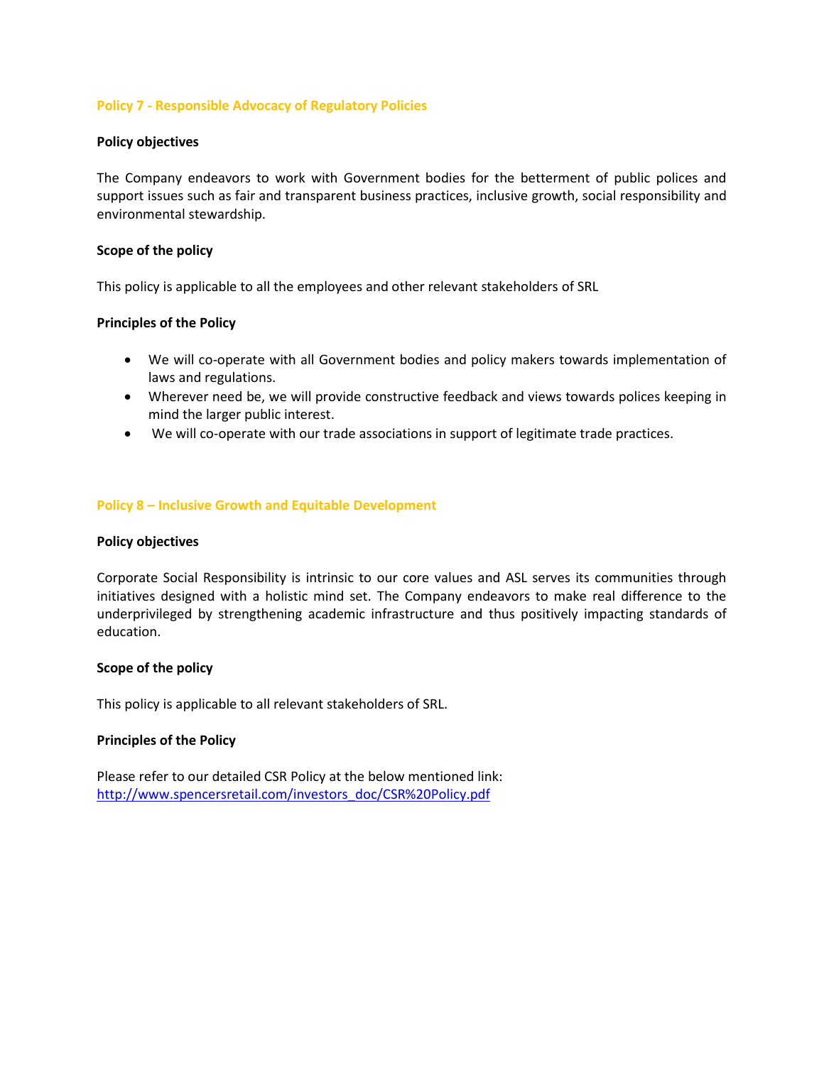## Policy 7 - Responsible Advocacy of Regulatory Policies

**Policy objectives**

The Company endeavors to work with Government bodies for the betterment of public polices and support issues such as fair and transparent business practices, inclusive growth, social responsibility and environmental stewardship.

**Scope of the policy**

This policy is applicable to all the employees and other relevant stakeholders of SRL

**Principles of the Policy**

- We will co-operate with all Government bodies and policy makers towards implementation of laws and regulations.
- Wherever need be, we will provide constructive feedback and views towards polices keeping in mind the larger public interest.
- We will co-operate with our trade associations in support of legitimate trade practices.

## Policy 8 – Inclusive Growth and Equitable Development

**Policy objectives**

Corporate Social Responsibility is intrinsic to our core values and ASL serves its communities through initiatives designed with a holistic mind set. The Company endeavors to make real difference to the underprivileged by strengthening academic infrastructure and thus positively impacting standards of education.

**Scope of the policy**

This policy is applicable to all relevant stakeholders of SRL.

**Principles of the Policy**

Please refer to our detailed CSR Policy at the below mentioned link:
[http://www.spencersretail.com/investors_doc/CSR%20Policy.pdf](http://www.spencersretail.com/investors_doc/CSR%20Policy.pdf)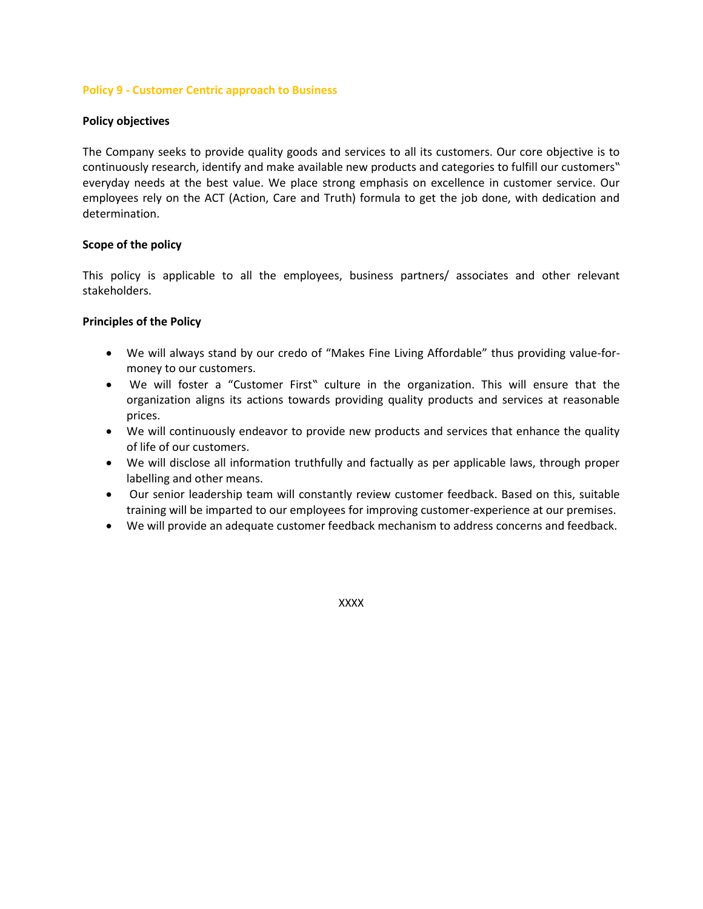## Policy 9 - Customer Centric approach to Business

**Policy objectives**

The Company seeks to provide quality goods and services to all its customers. Our core objective is to continuously research, identify and make available new products and categories to fulfill our customers‟ everyday needs at the best value. We place strong emphasis on excellence in customer service. Our employees rely on the ACT (Action, Care and Truth) formula to get the job done, with dedication and determination.

**Scope of the policy**

This policy is applicable to all the employees, business partners/ associates and other relevant stakeholders.

**Principles of the Policy**

- We will always stand by our credo of "Makes Fine Living Affordable" thus providing value-for-money to our customers.
- We will foster a "Customer First‟ culture in the organization. This will ensure that the organization aligns its actions towards providing quality products and services at reasonable prices.
- We will continuously endeavor to provide new products and services that enhance the quality of life of our customers.
- We will disclose all information truthfully and factually as per applicable laws, through proper labelling and other means.
- Our senior leadership team will constantly review customer feedback. Based on this, suitable training will be imparted to our employees for improving customer-experience at our premises.
- We will provide an adequate customer feedback mechanism to address concerns and feedback.

XXXX